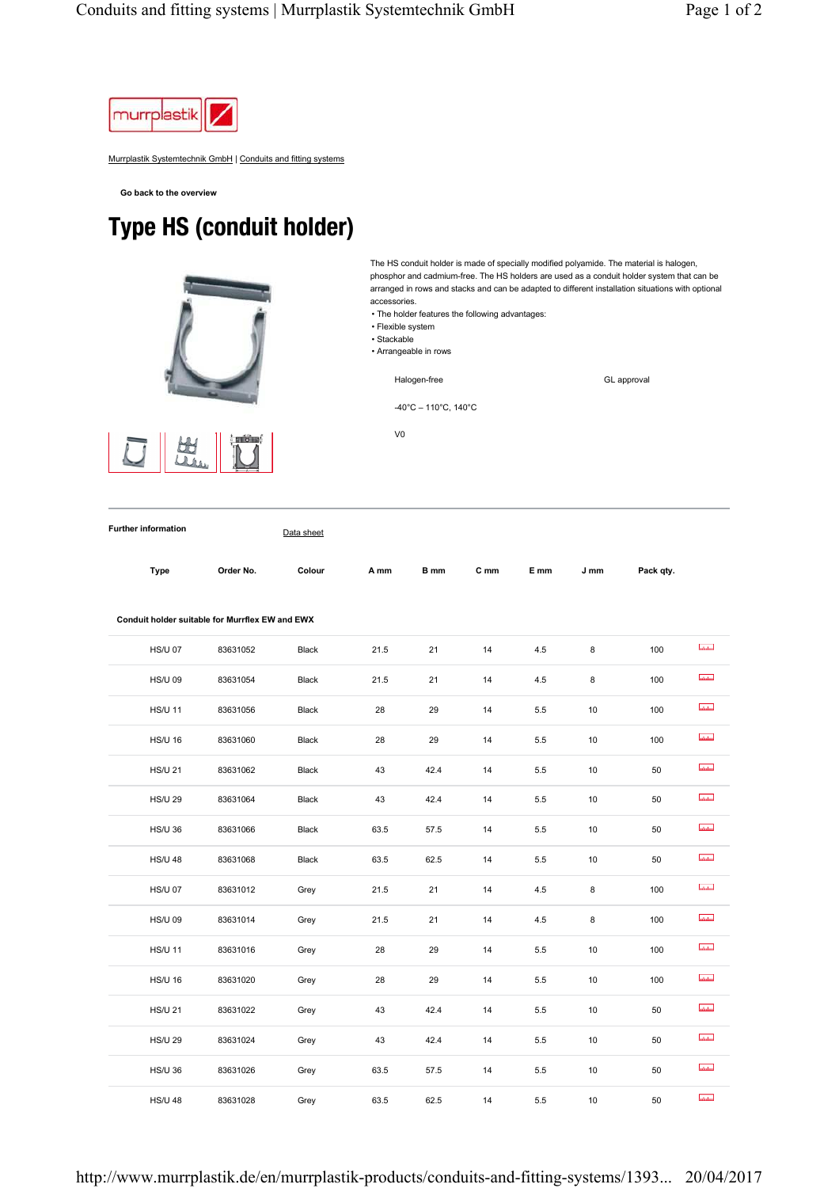Murrplastik Systemtechnik GmbH | Conduits and fitting systems

Go back to the overview

# Type HS (conduit holder)

The HS conduit holder is made of specially modified polyamide. The material is halogen, phosphor and cadmium-free. The HS holders are used as a conduit holder system that can be arranged in rows and stacks and can be adapted to different installation situations with optional accessories.

- The holder features the following advantages:
- Flexible system
- Stackable
- Arrangeable in rows

Halogen-free

GL approval

-40°C – 110°C, 140°C

V0

**Further information**

Data sheet

| Type | Order No. | Colour | A mm | B mm | C mm | E mm | J mm | Pack qty. |
|---|---|---|---|---|---|---|---|---|
| **Conduit holder suitable for Murrflex EW and EWX** | | | | | | | | |
| HS/U 07 | 83631052 | Black | 21.5 | 21 | 14 | 4.5 | 8 | 100 |
| HS/U 09 | 83631054 | Black | 21.5 | 21 | 14 | 4.5 | 8 | 100 |
| HS/U 11 | 83631056 | Black | 28 | 29 | 14 | 5.5 | 10 | 100 |
| HS/U 16 | 83631060 | Black | 28 | 29 | 14 | 5.5 | 10 | 100 |
| HS/U 21 | 83631062 | Black | 43 | 42.4 | 14 | 5.5 | 10 | 50 |
| HS/U 29 | 83631064 | Black | 43 | 42.4 | 14 | 5.5 | 10 | 50 |
| HS/U 36 | 83631066 | Black | 63.5 | 57.5 | 14 | 5.5 | 10 | 50 |
| HS/U 48 | 83631068 | Black | 63.5 | 62.5 | 14 | 5.5 | 10 | 50 |
| HS/U 07 | 83631012 | Grey | 21.5 | 21 | 14 | 4.5 | 8 | 100 |
| HS/U 09 | 83631014 | Grey | 21.5 | 21 | 14 | 4.5 | 8 | 100 |
| HS/U 11 | 83631016 | Grey | 28 | 29 | 14 | 5.5 | 10 | 100 |
| HS/U 16 | 83631020 | Grey | 28 | 29 | 14 | 5.5 | 10 | 100 |
| HS/U 21 | 83631022 | Grey | 43 | 42.4 | 14 | 5.5 | 10 | 50 |
| HS/U 29 | 83631024 | Grey | 43 | 42.4 | 14 | 5.5 | 10 | 50 |
| HS/U 36 | 83631026 | Grey | 63.5 | 57.5 | 14 | 5.5 | 10 | 50 |
| HS/U 48 | 83631028 | Grey | 63.5 | 62.5 | 14 | 5.5 | 10 | 50 |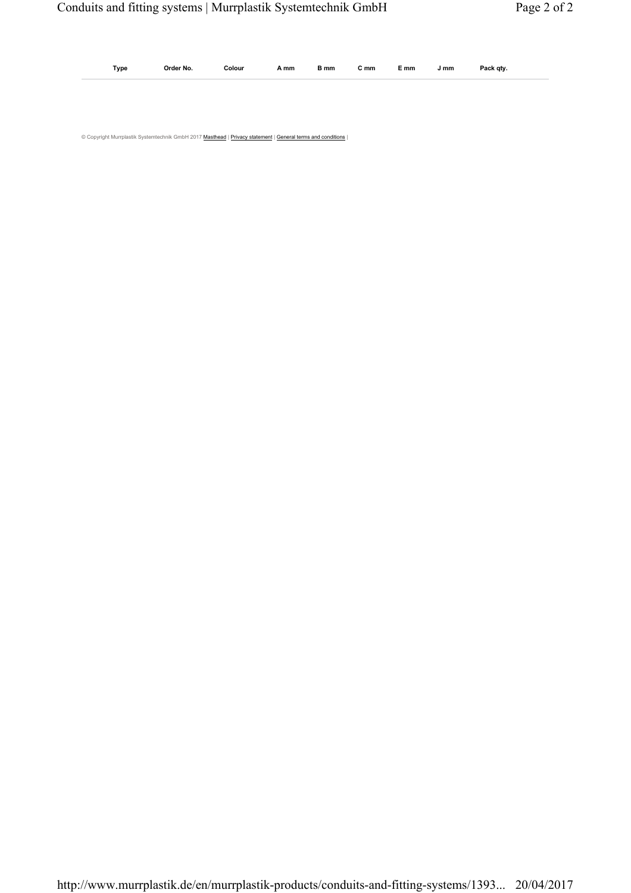| Type | Order No. | Colour | A mm | B mm | C mm | E mm | J mm | Pack qty. |
|---|---|---|---|---|---|---|---|---|

© Copyright Murrplastik Systemtechnik GmbH 2017 Masthead | Privacy statement | General terms and conditions |